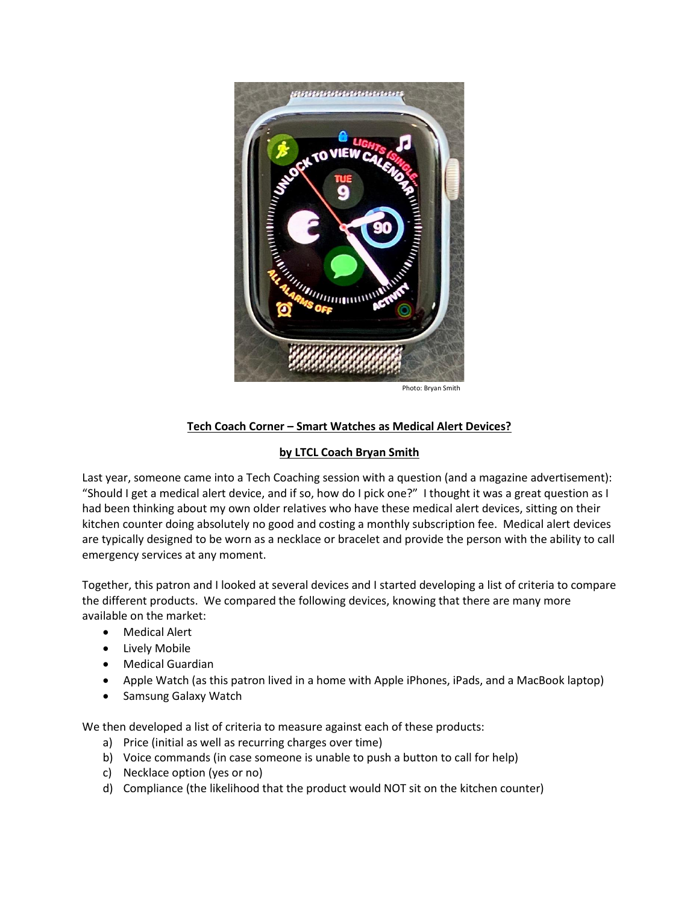Photo: Bryan Smith

## Tech Coach Corner – Smart Watches as Medical Alert Devices?

### by LTCL Coach Bryan Smith

Last year, someone came into a Tech Coaching session with a question (and a magazine advertisement): "Should I get a medical alert device, and if so, how do I pick one?" I thought it was a great question as I had been thinking about my own older relatives who have these medical alert devices, sitting on their kitchen counter doing absolutely no good and costing a monthly subscription fee. Medical alert devices are typically designed to be worn as a necklace or bracelet and provide the person with the ability to call emergency services at any moment.

Together, this patron and I looked at several devices and I started developing a list of criteria to compare the different products. We compared the following devices, knowing that there are many more available on the market:

- Medical Alert
- Lively Mobile
- Medical Guardian
- Apple Watch (as this patron lived in a home with Apple iPhones, iPads, and a MacBook laptop)
- Samsung Galaxy Watch

We then developed a list of criteria to measure against each of these products:

a) Price (initial as well as recurring charges over time)
b) Voice commands (in case someone is unable to push a button to call for help)
c) Necklace option (yes or no)
d) Compliance (the likelihood that the product would NOT sit on the kitchen counter)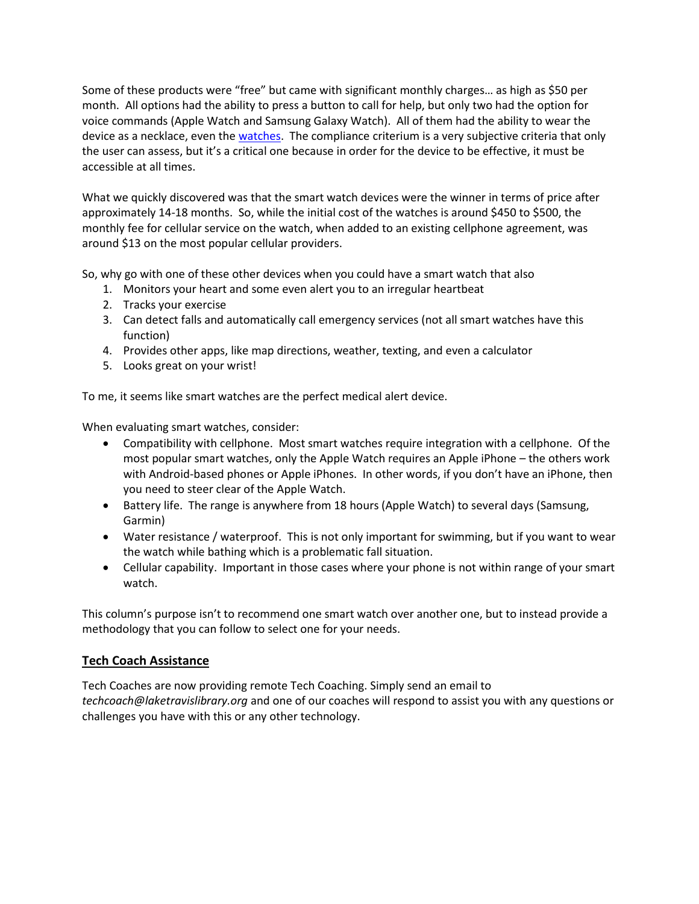Some of these products were "free" but came with significant monthly charges… as high as $50 per month. All options had the ability to press a button to call for help, but only two had the option for voice commands (Apple Watch and Samsung Galaxy Watch). All of them had the ability to wear the device as a necklace, even the [watches](). The compliance criterium is a very subjective criteria that only the user can assess, but it's a critical one because in order for the device to be effective, it must be accessible at all times.

What we quickly discovered was that the smart watch devices were the winner in terms of price after approximately 14-18 months. So, while the initial cost of the watches is around $450 to $500, the monthly fee for cellular service on the watch, when added to an existing cellphone agreement, was around $13 on the most popular cellular providers.

So, why go with one of these other devices when you could have a smart watch that also

1. Monitors your heart and some even alert you to an irregular heartbeat
2. Tracks your exercise
3. Can detect falls and automatically call emergency services (not all smart watches have this function)
4. Provides other apps, like map directions, weather, texting, and even a calculator
5. Looks great on your wrist!

To me, it seems like smart watches are the perfect medical alert device.

When evaluating smart watches, consider:

- Compatibility with cellphone. Most smart watches require integration with a cellphone. Of the most popular smart watches, only the Apple Watch requires an Apple iPhone – the others work with Android-based phones or Apple iPhones. In other words, if you don't have an iPhone, then you need to steer clear of the Apple Watch.
- Battery life. The range is anywhere from 18 hours (Apple Watch) to several days (Samsung, Garmin)
- Water resistance / waterproof. This is not only important for swimming, but if you want to wear the watch while bathing which is a problematic fall situation.
- Cellular capability. Important in those cases where your phone is not within range of your smart watch.

This column's purpose isn't to recommend one smart watch over another one, but to instead provide a methodology that you can follow to select one for your needs.

## Tech Coach Assistance

Tech Coaches are now providing remote Tech Coaching. Simply send an email to *techcoach@laketravislibrary.org* and one of our coaches will respond to assist you with any questions or challenges you have with this or any other technology.